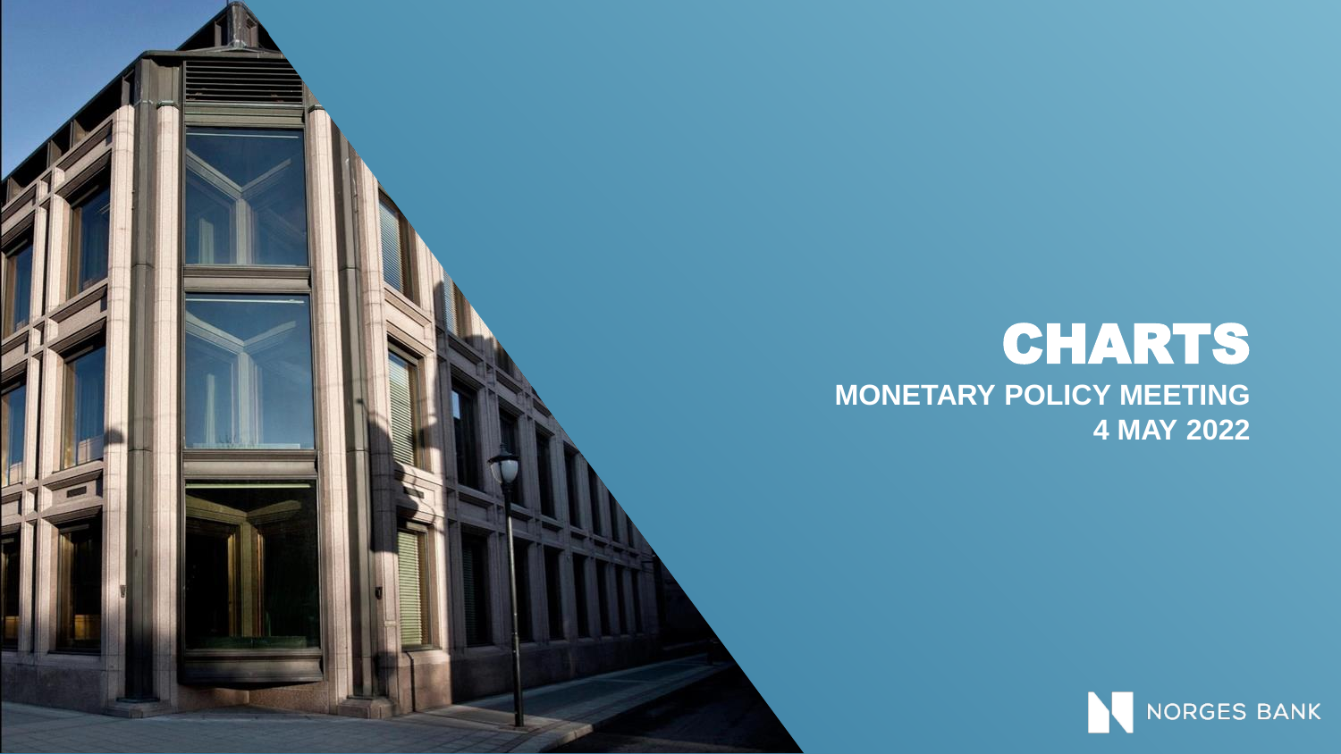# CHARTS

## MONETARY POLICY MEETING
## 4 MAY 2022

NORGES BANK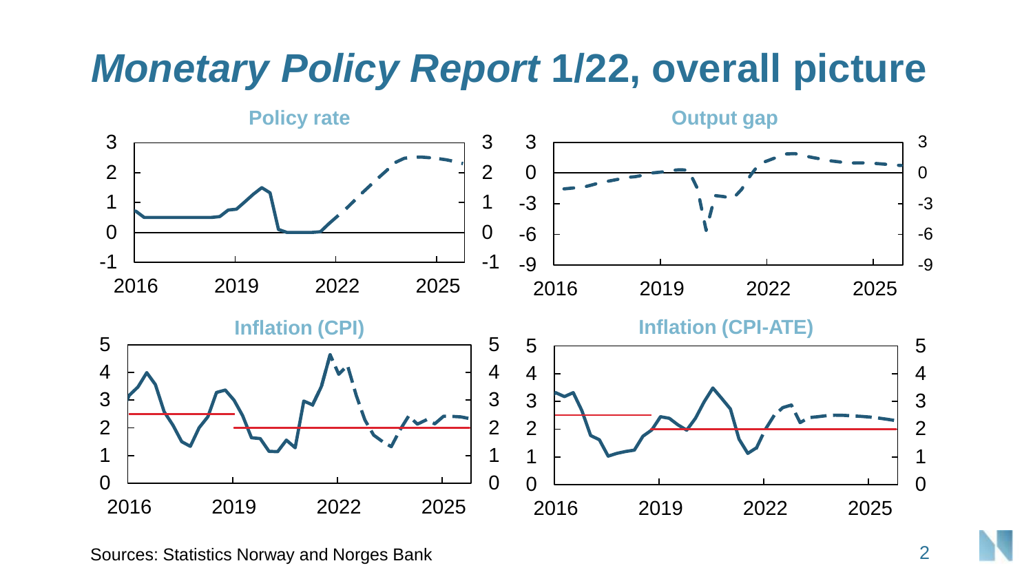# *Monetary Policy Report* 1/22, overall picture

### Policy rate

### Output gap

### Inflation (CPI)

### Inflation (CPI-ATE)

Sources: Statistics Norway and Norges Bank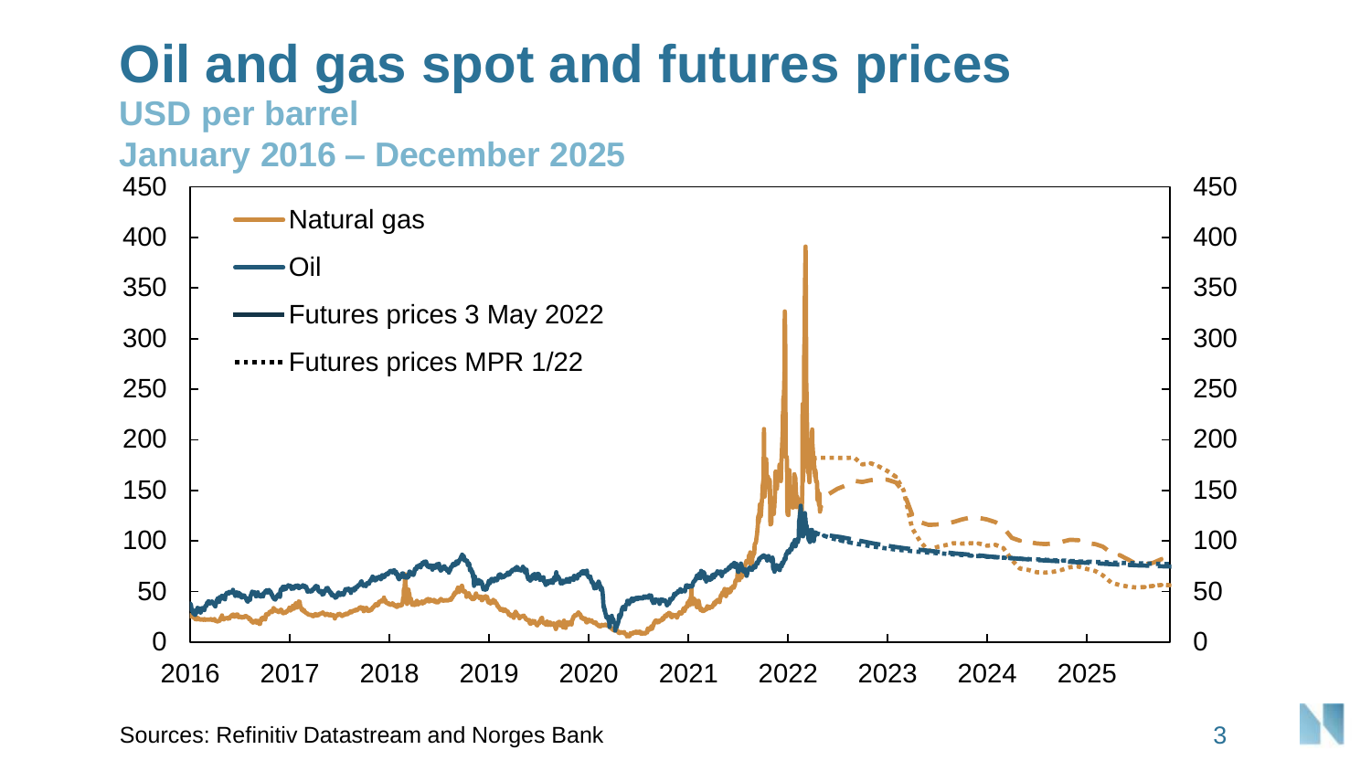# Oil and gas spot and futures prices

**USD per barrel**

**January 2016 – December 2025**

Legend: Natural gas; Oil; Futures prices 3 May 2022; Futures prices MPR 1/22

Sources: Refinitiv Datastream and Norges Bank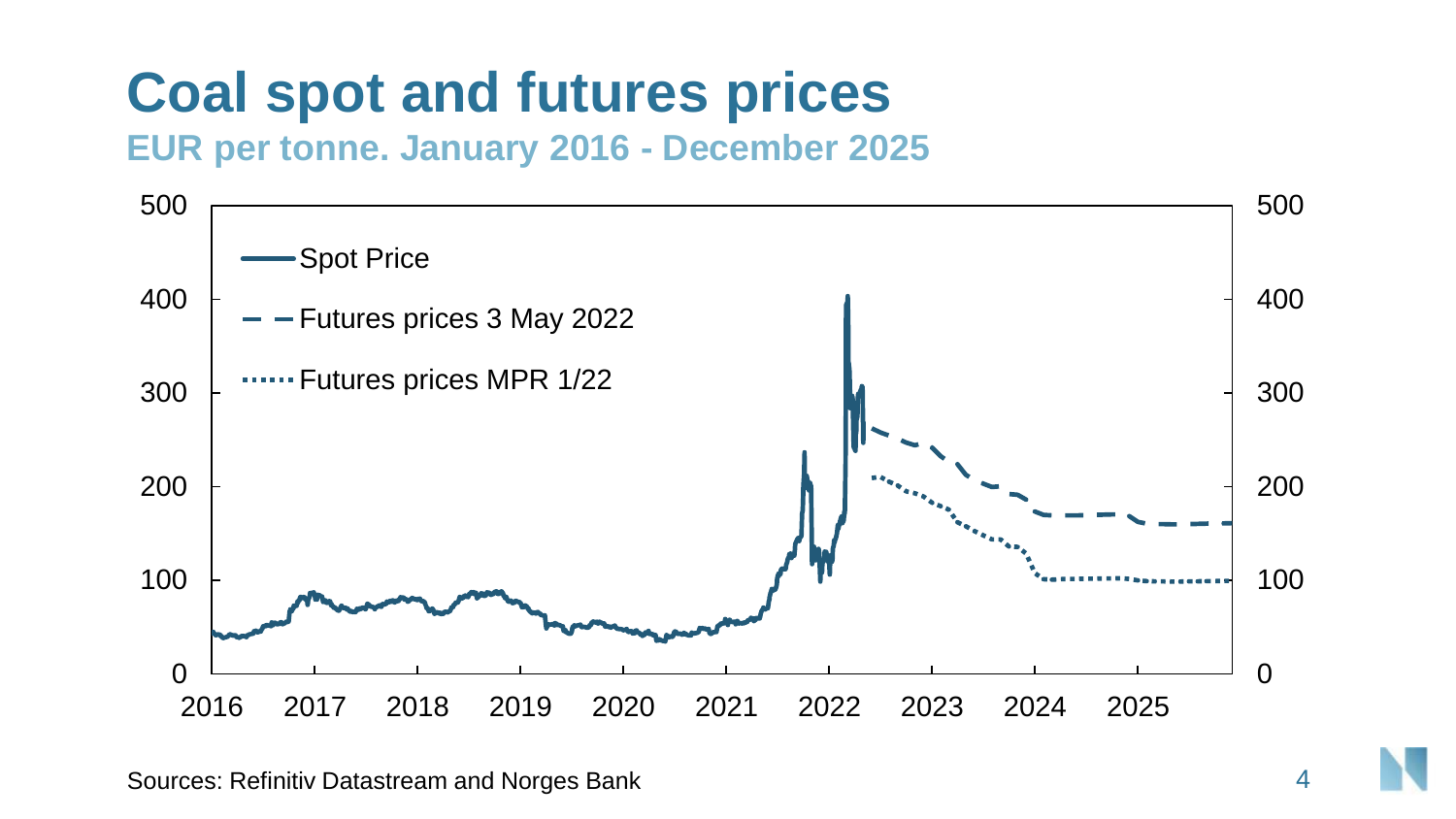# Coal spot and futures prices

**EUR per tonne. January 2016 - December 2025**

- Spot Price
- Futures prices 3 May 2022
- Futures prices MPR 1/22

Sources: Refinitiv Datastream and Norges Bank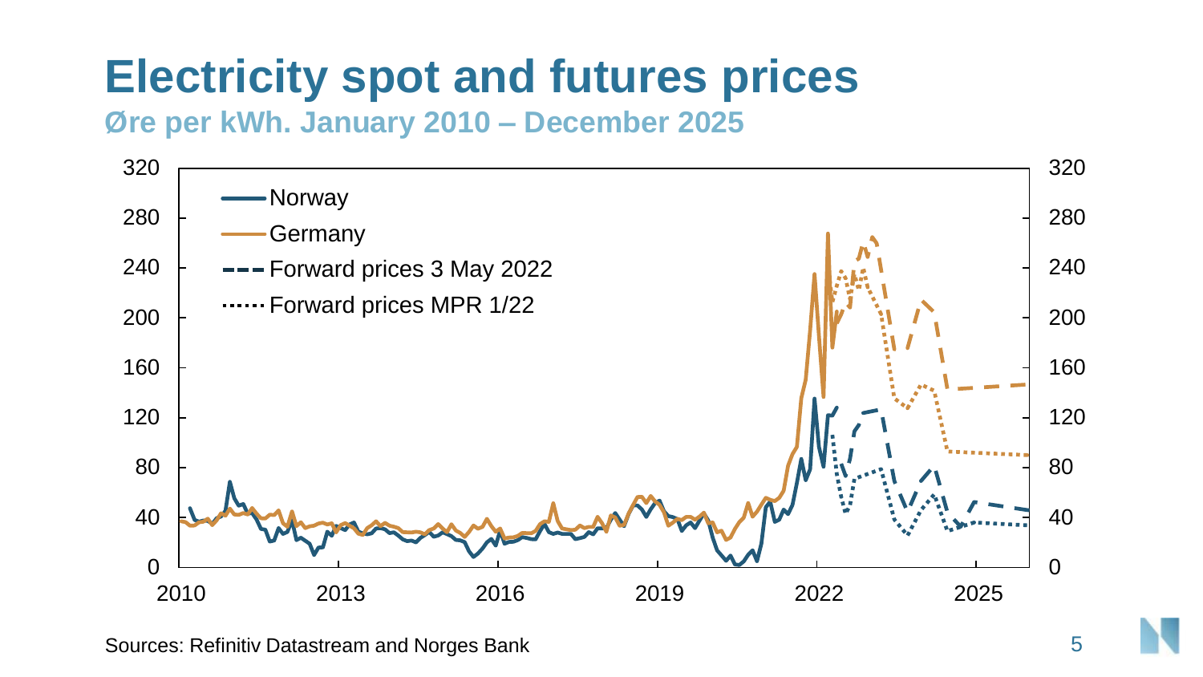# Electricity spot and futures prices

**Øre per kWh. January 2010 – December 2025**

Sources: Refinitiv Datastream and Norges Bank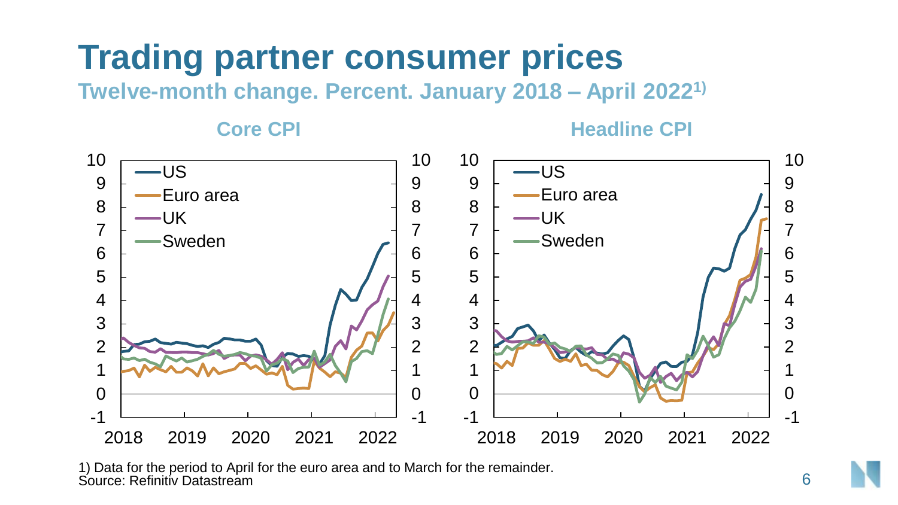# Trading partner consumer prices

**Twelve-month change. Percent. January 2018 – April 2022[1)]**

**Core CPI**

**Headline CPI**

1) Data for the period to April for the euro area and to March for the remainder.
Source: Refinitiv Datastream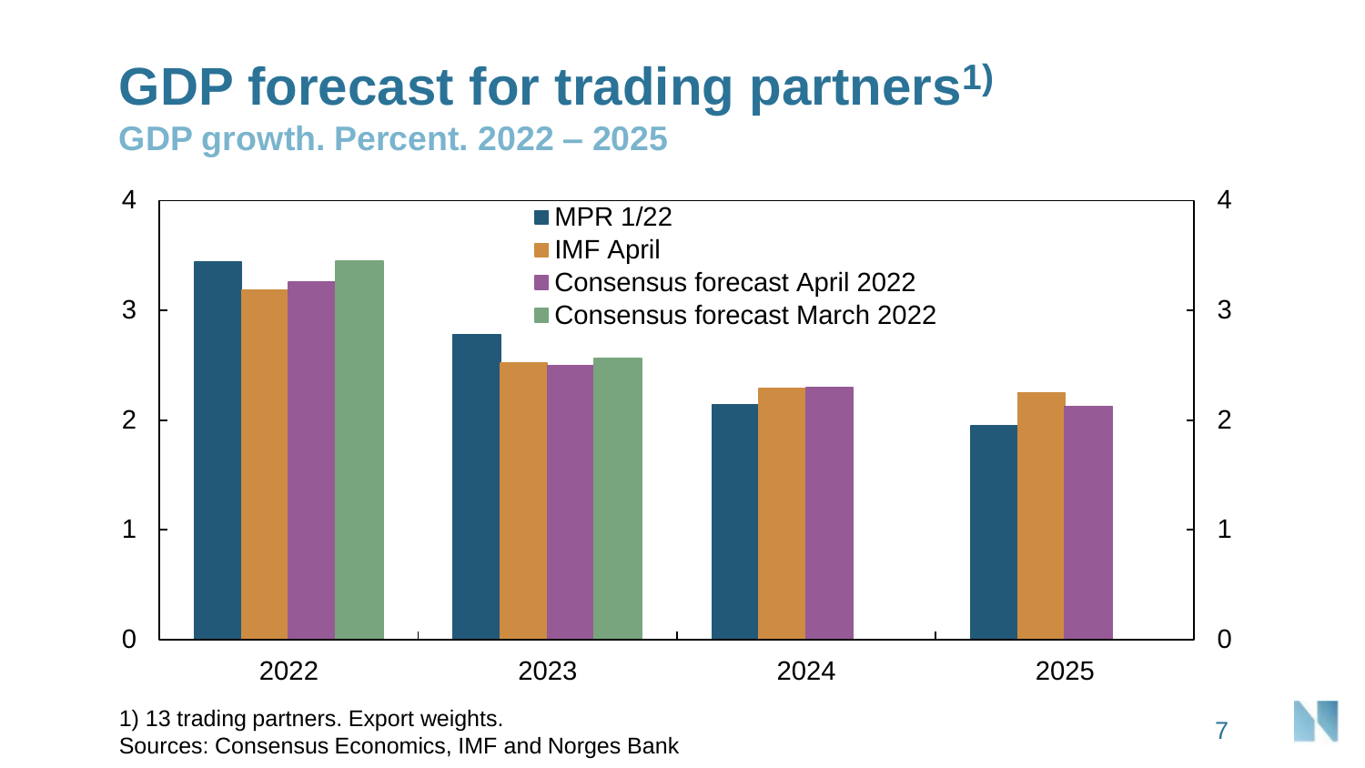# GDP forecast for trading partners[1)]

**GDP growth. Percent. 2022 – 2025**

- MPR 1/22
- IMF April
- Consensus forecast April 2022
- Consensus forecast March 2022

1) 13 trading partners. Export weights.

Sources: Consensus Economics, IMF and Norges Bank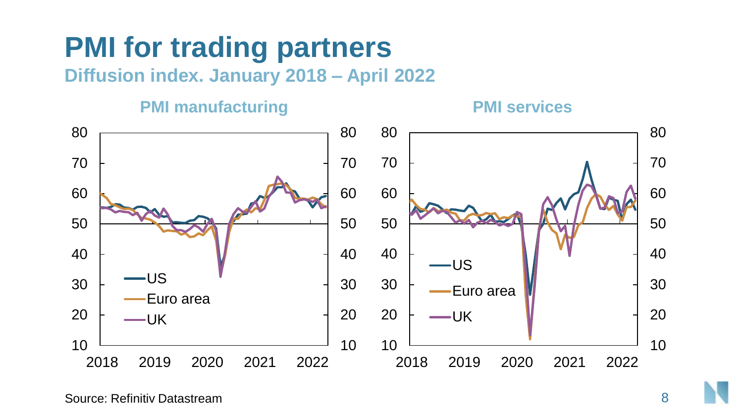# PMI for trading partners

**Diffusion index. January 2018 – April 2022**

**PMI manufacturing**

**PMI services**

Source: Refinitiv Datastream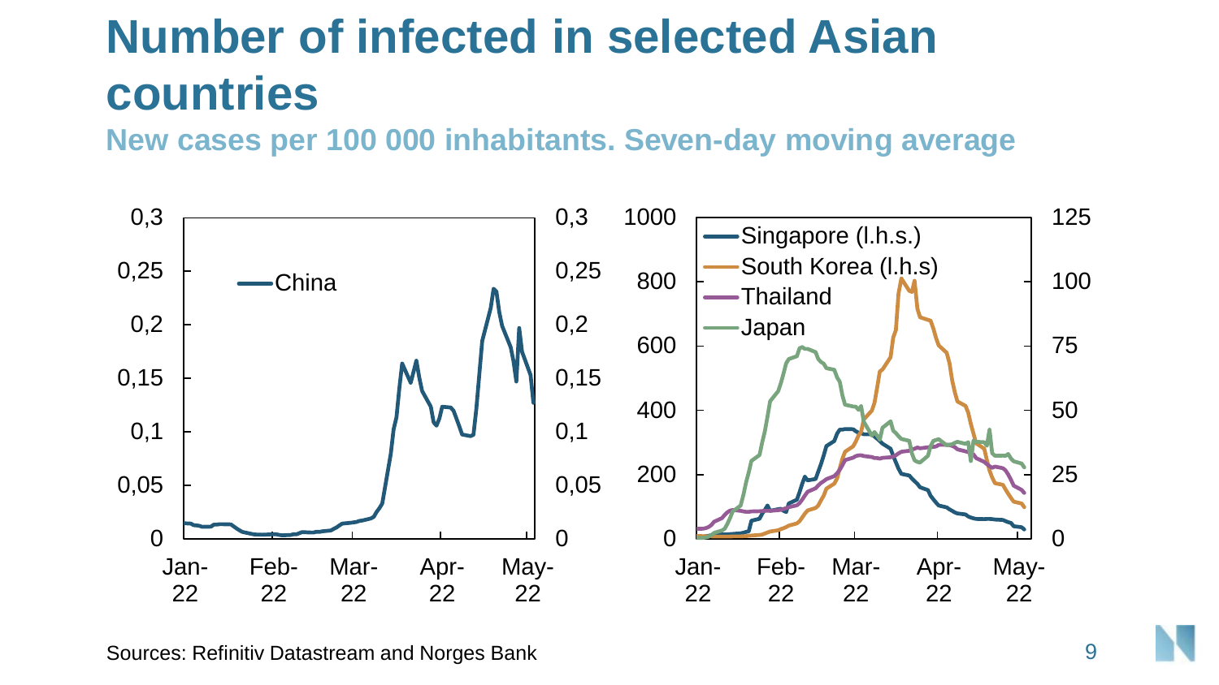# Number of infected in selected Asian countries

**New cases per 100 000 inhabitants. Seven-day moving average**

Sources: Refinitiv Datastream and Norges Bank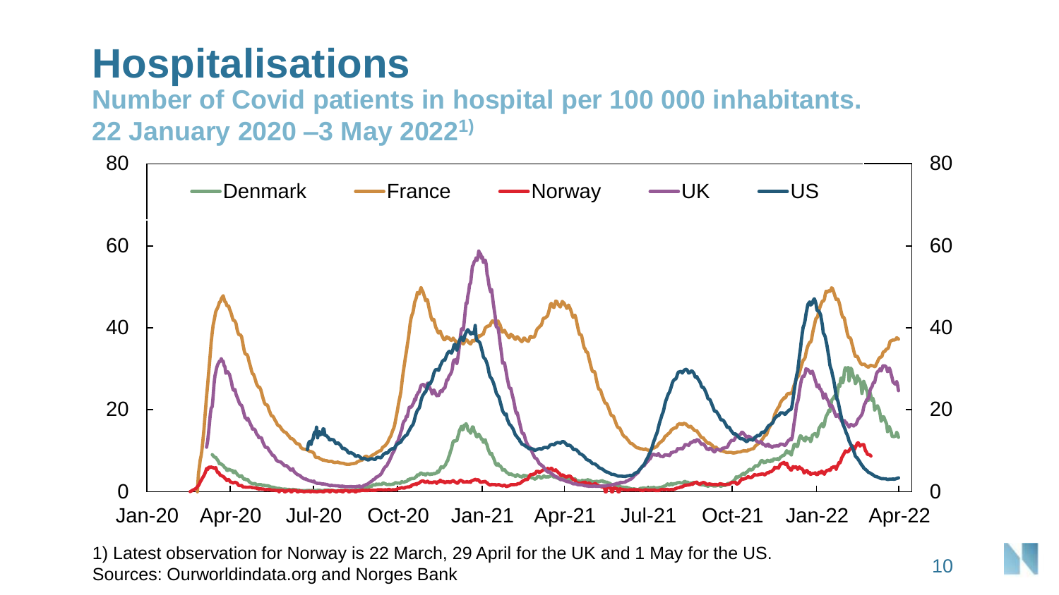# Hospitalisations

**Number of Covid patients in hospital per 100 000 inhabitants. 22 January 2020 –3 May 2022[1)]**

1) Latest observation for Norway is 22 March, 29 April for the UK and 1 May for the US.
Sources: Ourworldindata.org and Norges Bank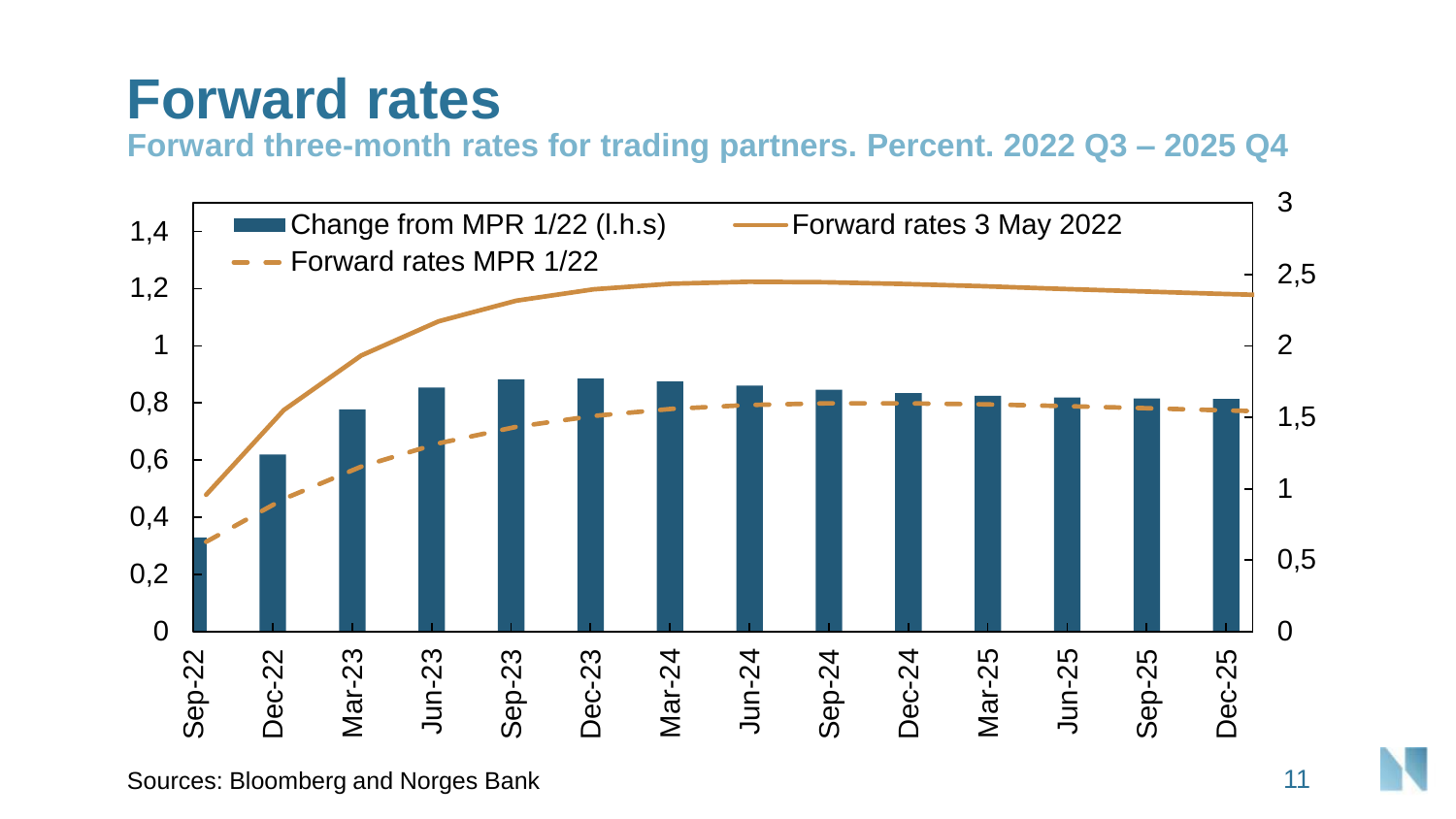# Forward rates

**Forward three-month rates for trading partners. Percent. 2022 Q3 – 2025 Q4**

Legend: Change from MPR 1/22 (l.h.s) — Forward rates 3 May 2022 — Forward rates MPR 1/22

Left axis: 0, 0,2, 0,4, 0,6, 0,8, 1, 1,2, 1,4
Right axis: 0, 0,5, 1, 1,5, 2, 2,5, 3

Sep-22, Dec-22, Mar-23, Jun-23, Sep-23, Dec-23, Mar-24, Jun-24, Sep-24, Dec-24, Mar-25, Jun-25, Sep-25, Dec-25

Sources: Bloomberg and Norges Bank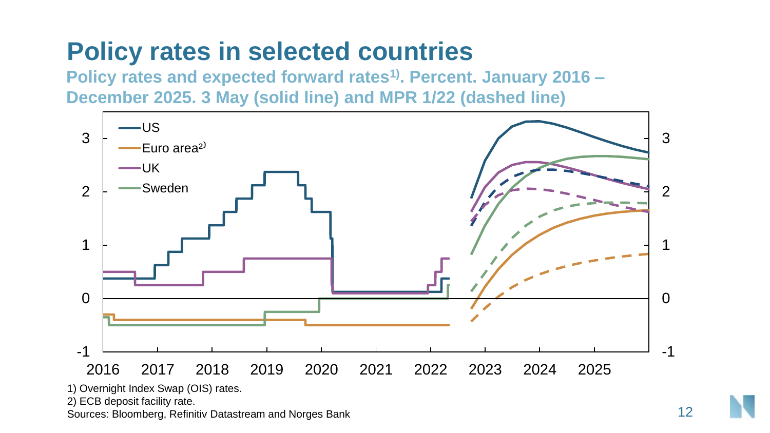# Policy rates in selected countries

**Policy rates and expected forward rates[1]. Percent. January 2016 – December 2025. 3 May (solid line) and MPR 1/22 (dashed line)**

1) Overnight Index Swap (OIS) rates.

2) ECB deposit facility rate.

Sources: Bloomberg, Refinitiv Datastream and Norges Bank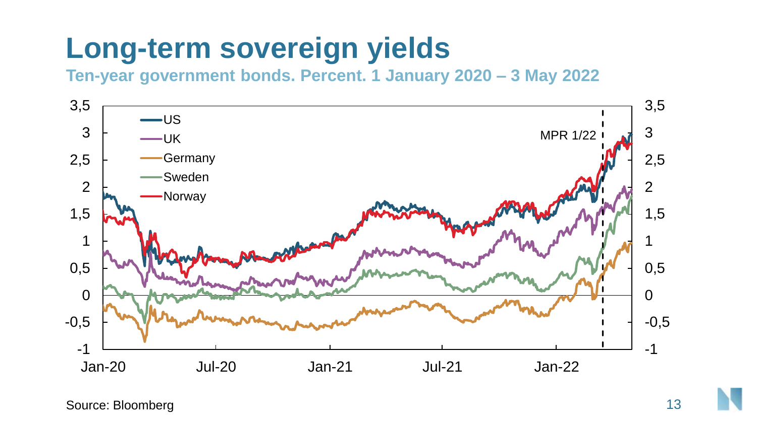# Long-term sovereign yields

**Ten-year government bonds. Percent. 1 January 2020 – 3 May 2022**

Source: Bloomberg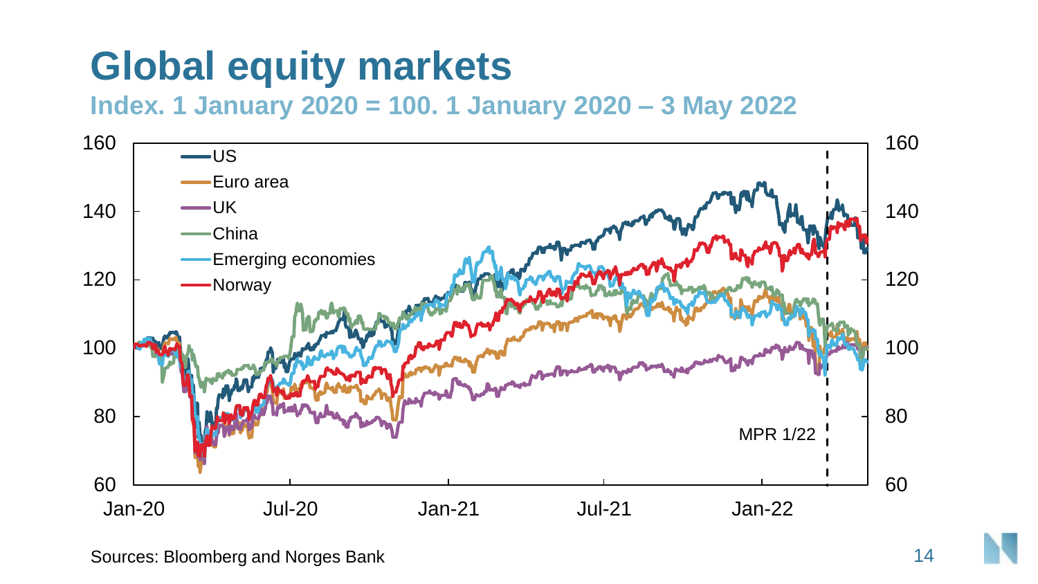# Global equity markets

**Index. 1 January 2020 = 100. 1 January 2020 – 3 May 2022**

Sources: Bloomberg and Norges Bank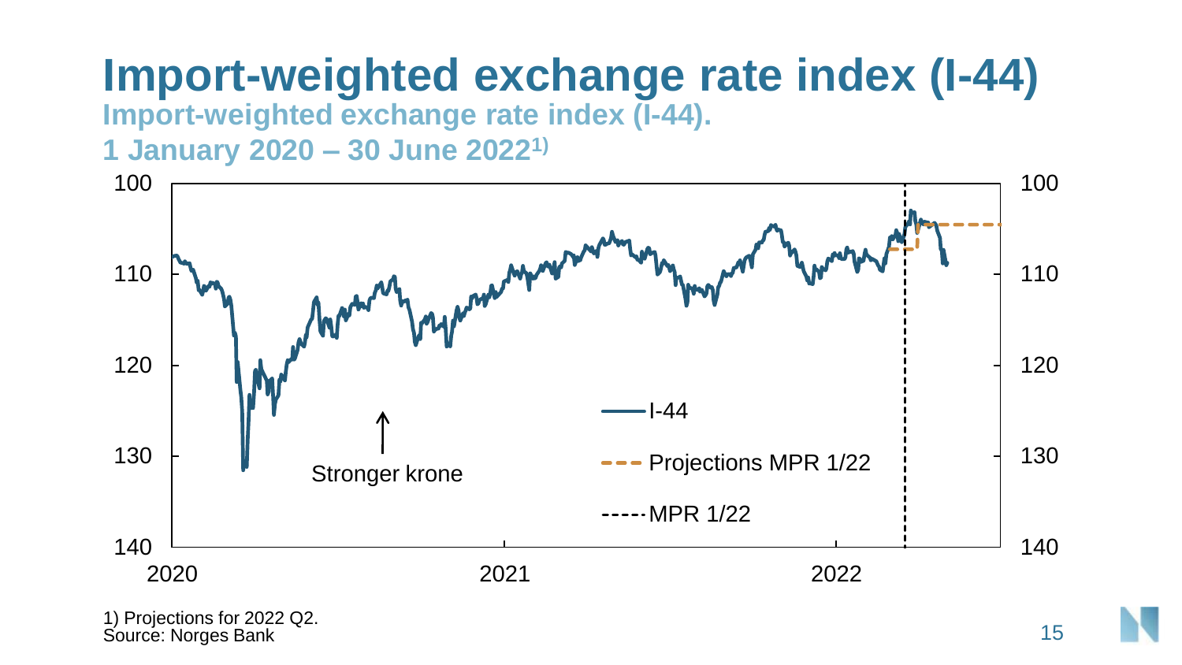# Import-weighted exchange rate index (I-44)

**Import-weighted exchange rate index (I-44).**
**1 January 2020 – 30 June 2022[1)]**

100 | 100
110 | 110
120 | 120
130 | 130
140 | 140

2020 | 2021 | 2022

Stronger krone

— I-44
- - - Projections MPR 1/22
- - - - MPR 1/22

1) Projections for 2022 Q2.
Source: Norges Bank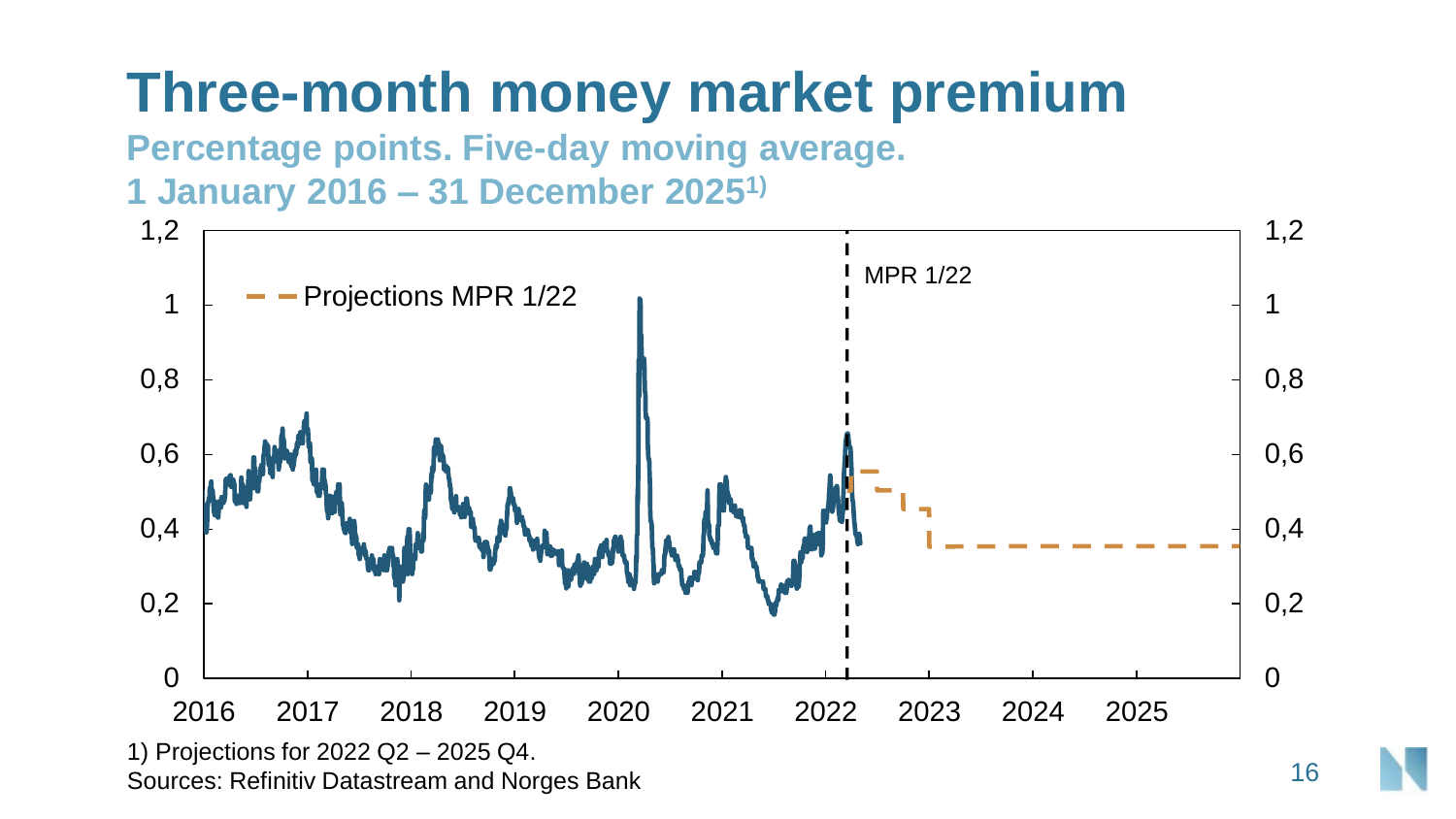# Three-month money market premium

**Percentage points. Five-day moving average.**
**1 January 2016 – 31 December 2025[1)]**

1) Projections for 2022 Q2 – 2025 Q4.
Sources: Refinitiv Datastream and Norges Bank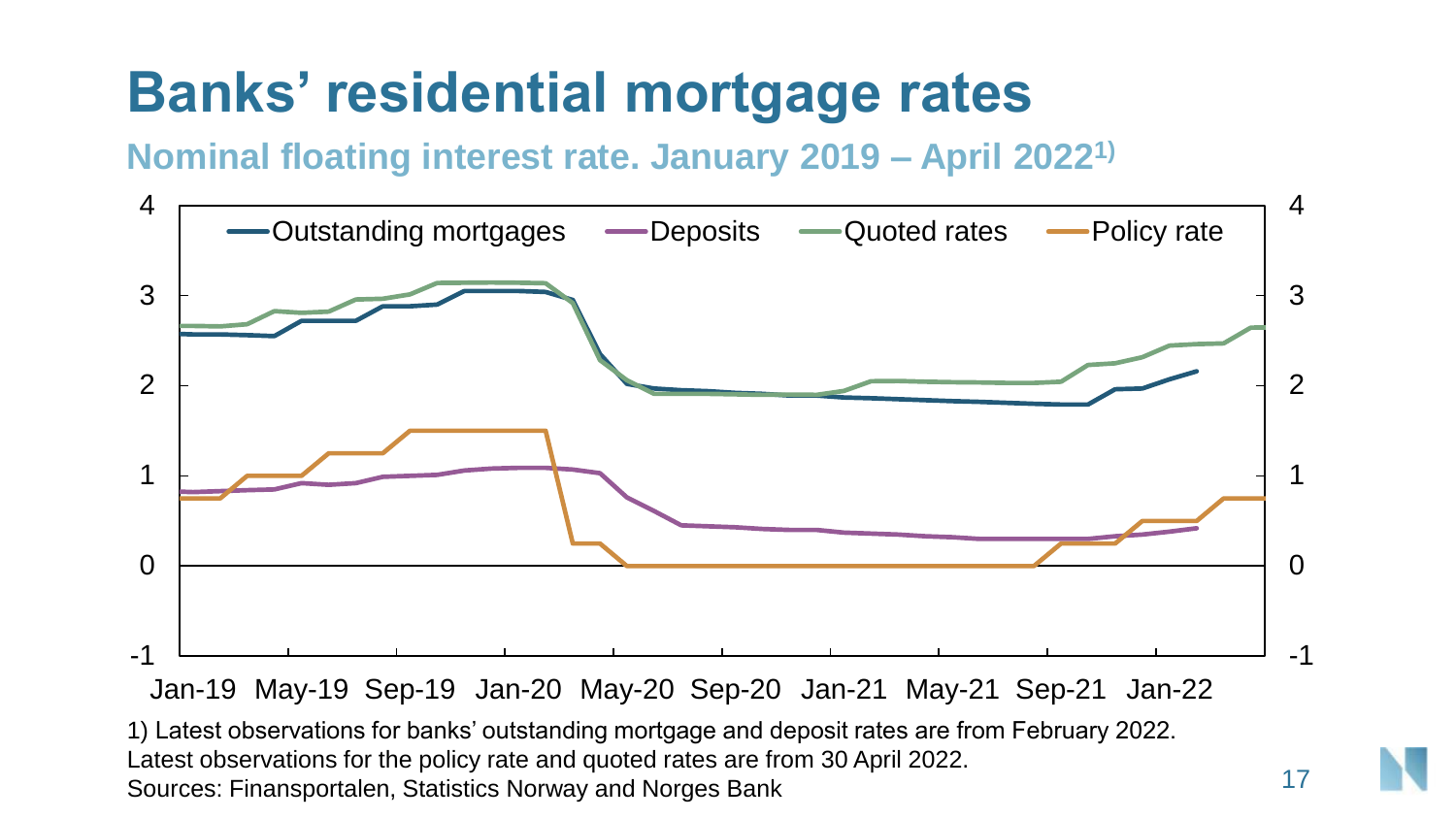# Banks' residential mortgage rates

**Nominal floating interest rate. January 2019 – April 2022[1)]**

1) Latest observations for banks' outstanding mortgage and deposit rates are from February 2022. Latest observations for the policy rate and quoted rates are from 30 April 2022.

Sources: Finansportalen, Statistics Norway and Norges Bank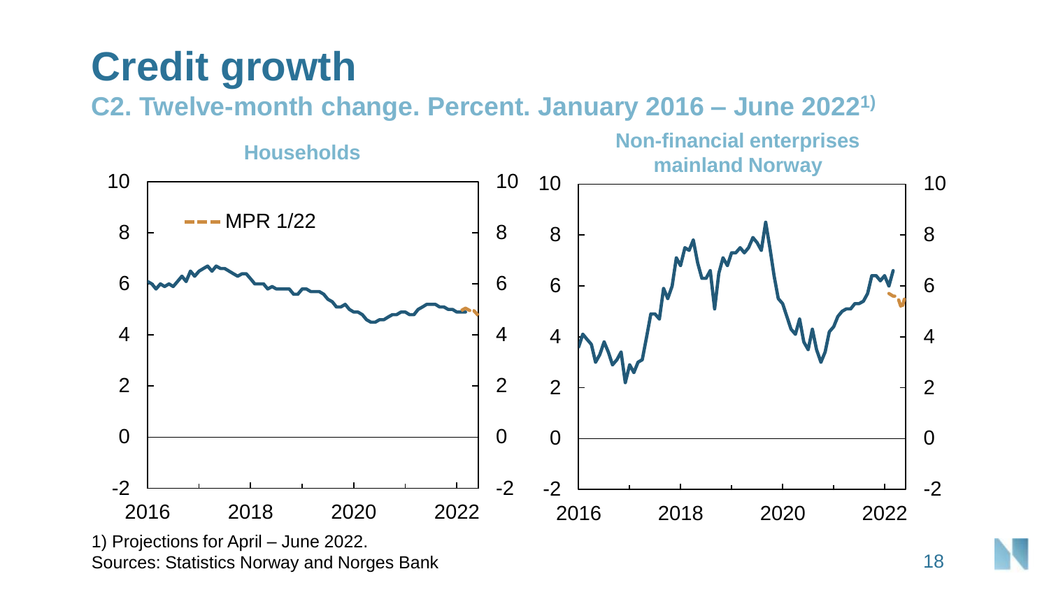# Credit growth

### C2. Twelve-month change. Percent. January 2016 – June 2022[1)]

Households

Non-financial enterprises mainland Norway

MPR 1/22

1) Projections for April – June 2022.

Sources: Statistics Norway and Norges Bank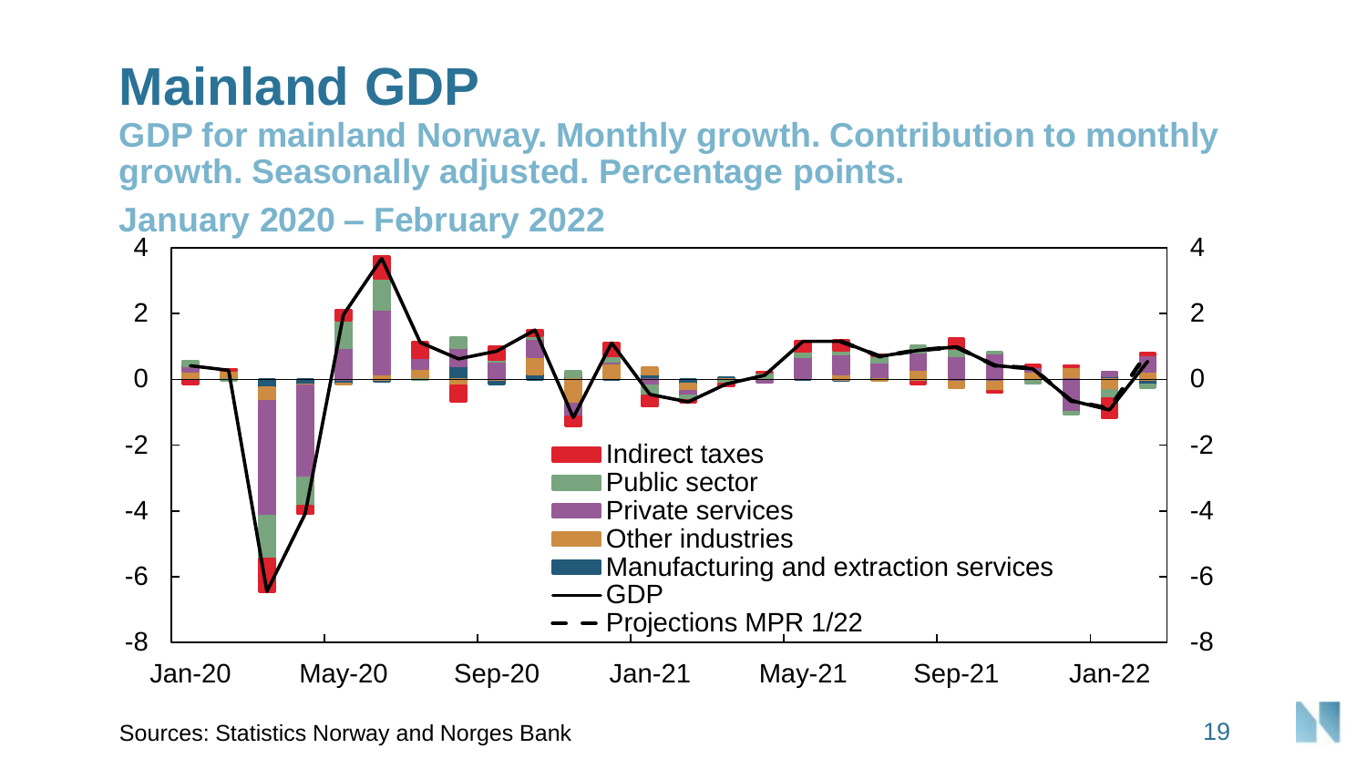# Mainland GDP

**GDP for mainland Norway. Monthly growth. Contribution to monthly growth. Seasonally adjusted. Percentage points.**

**January 2020 – February 2022**

Sources: Statistics Norway and Norges Bank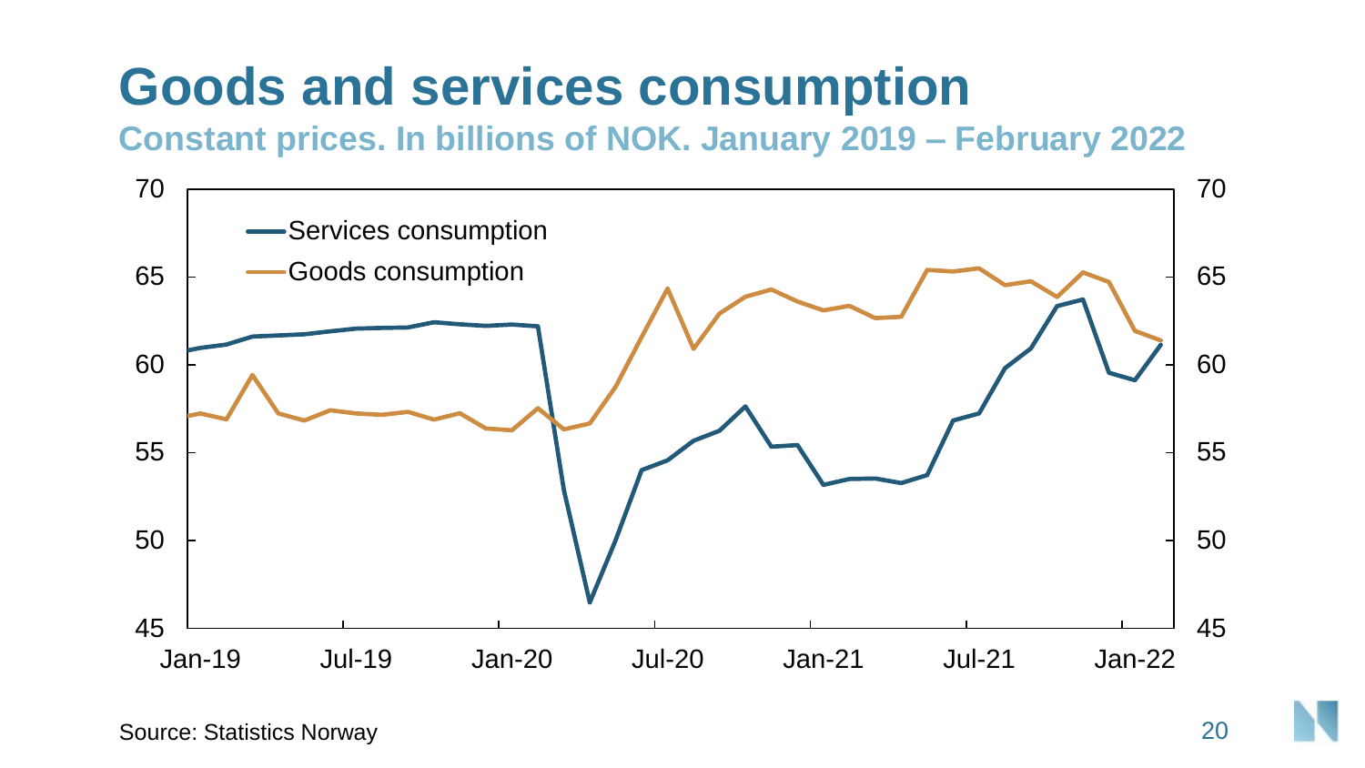# Goods and services consumption

**Constant prices. In billions of NOK. January 2019 – February 2022**

Source: Statistics Norway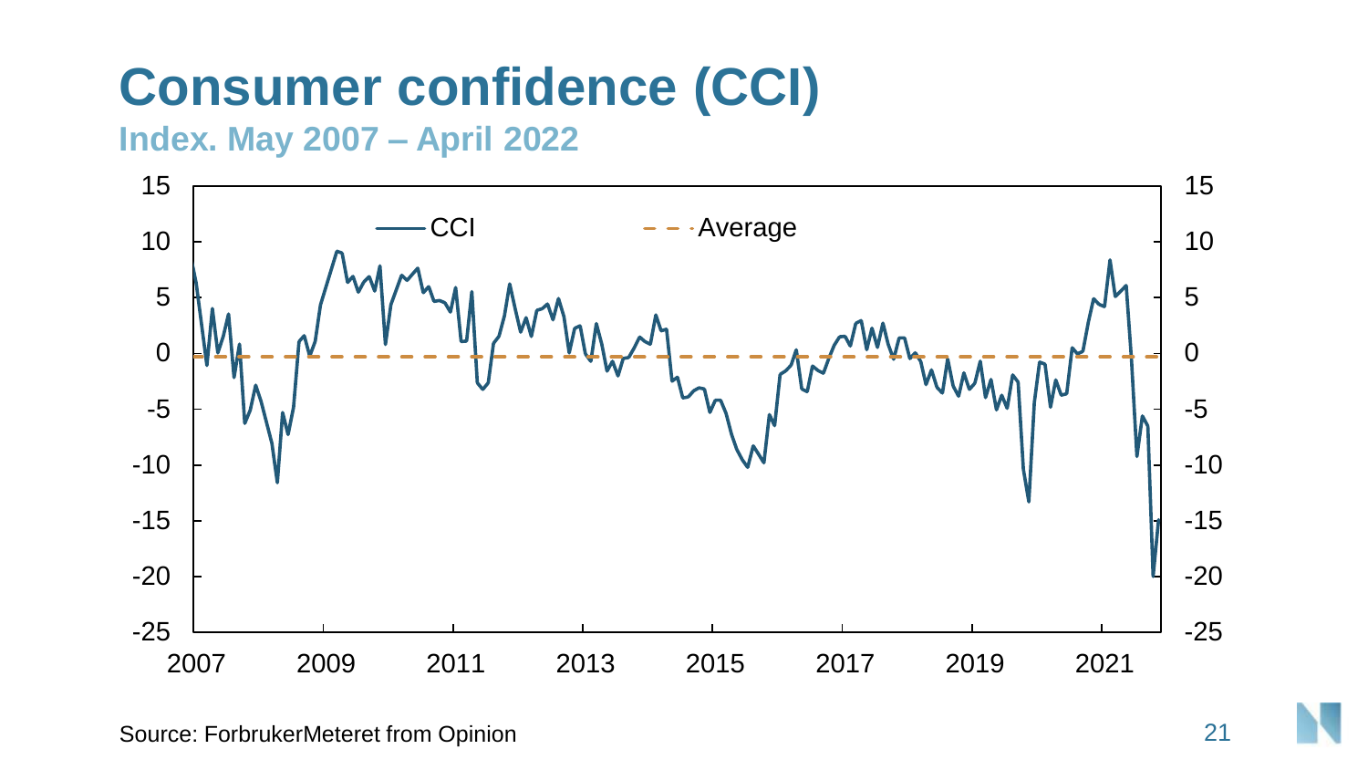# Consumer confidence (CCI)

**Index. May 2007 – April 2022**

Source: ForbrukerMeteret from Opinion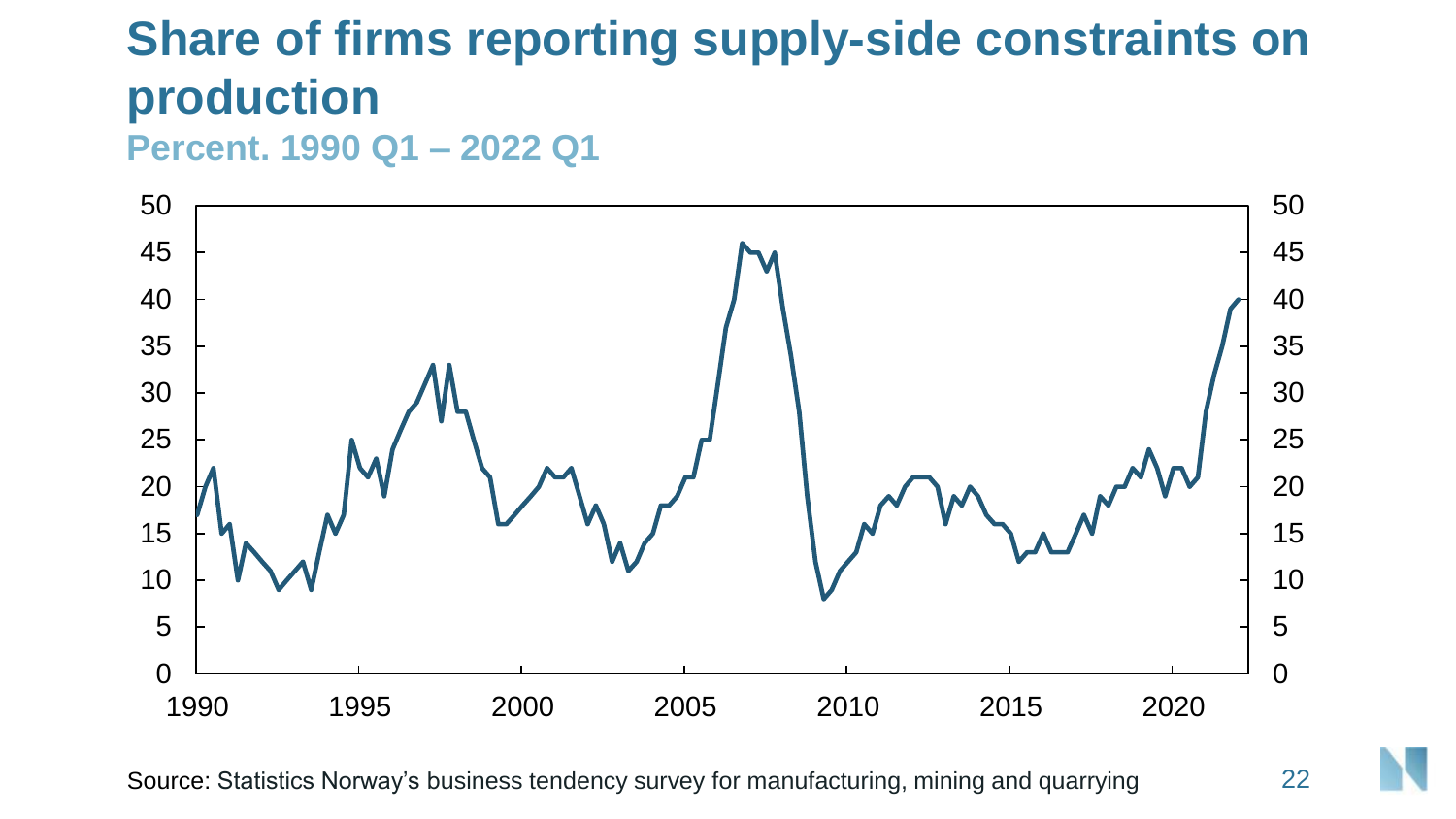# Share of firms reporting supply-side constraints on production

**Percent. 1990 Q1 – 2022 Q1**

Source: Statistics Norway's business tendency survey for manufacturing, mining and quarrying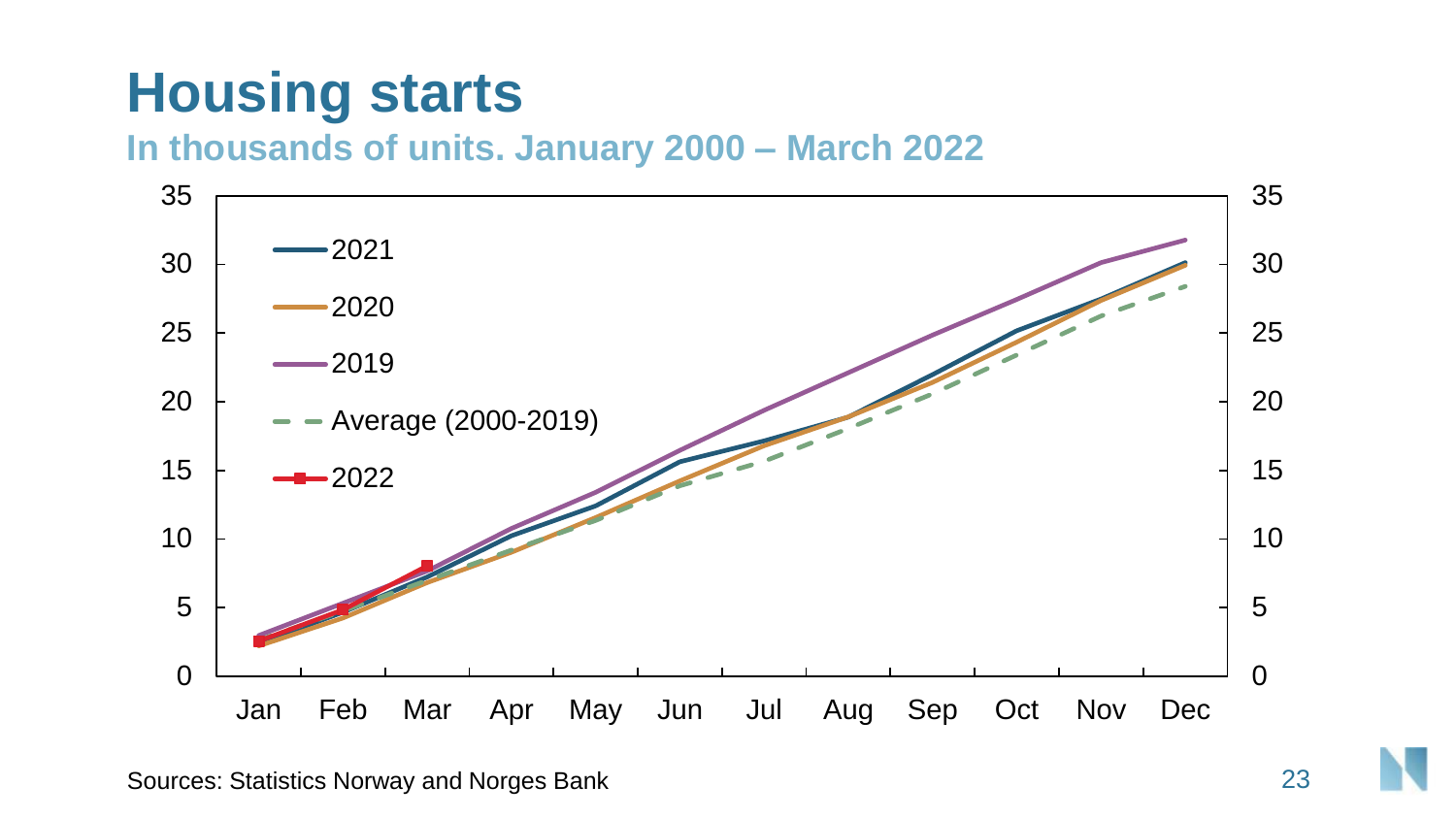# Housing starts

**In thousands of units. January 2000 – March 2022**

Sources: Statistics Norway and Norges Bank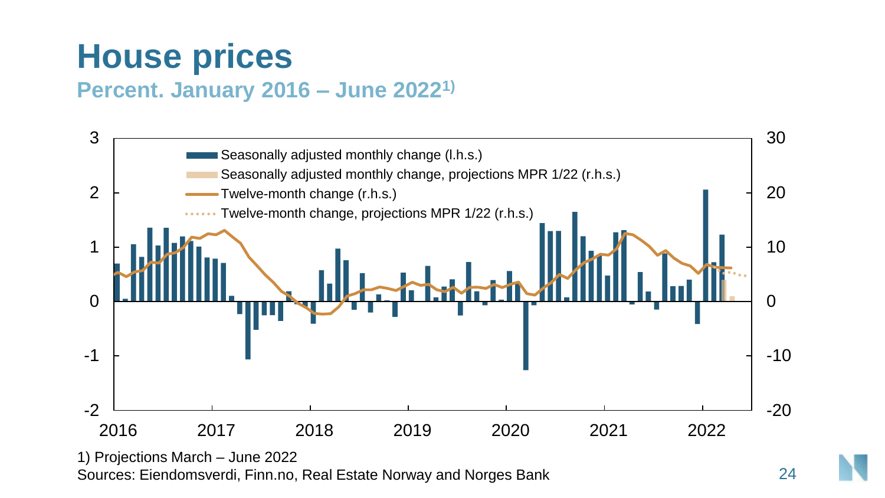# House prices

## Percent. January 2016 – June 2022[1)]

Seasonally adjusted monthly change (l.h.s.)
Seasonally adjusted monthly change, projections MPR 1/22 (r.h.s.)
Twelve-month change (r.h.s.)
Twelve-month change, projections MPR 1/22 (r.h.s.)

1) Projections March – June 2022

Sources: Eiendomsverdi, Finn.no, Real Estate Norway and Norges Bank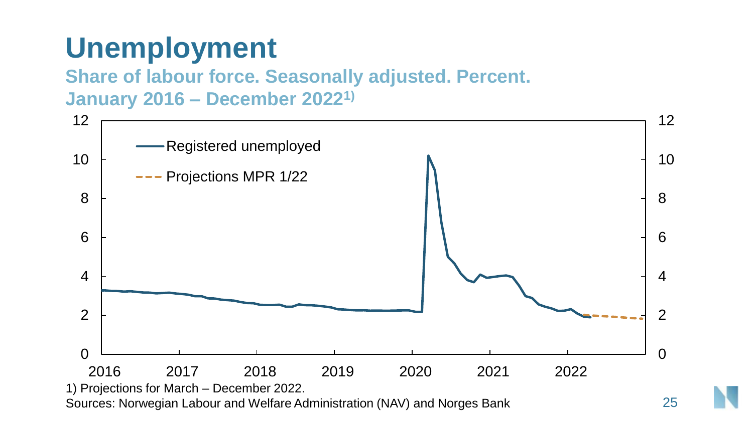# Unemployment

**Share of labour force. Seasonally adjusted. Percent.**
**January 2016 – December 2022[1)]**

1) Projections for March – December 2022.

Sources: Norwegian Labour and Welfare Administration (NAV) and Norges Bank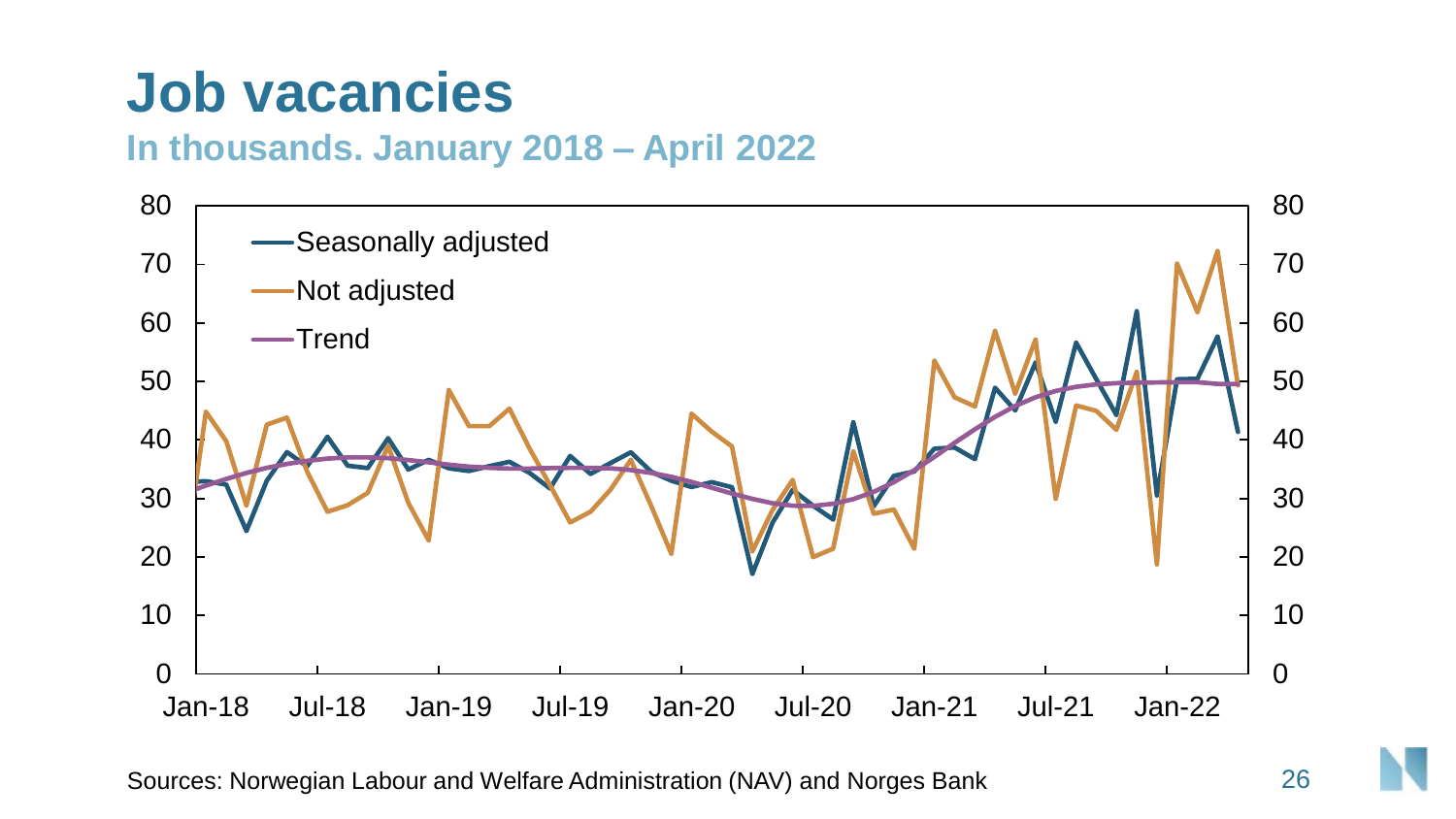# Job vacancies

**In thousands. January 2018 – April 2022**

Sources: Norwegian Labour and Welfare Administration (NAV) and Norges Bank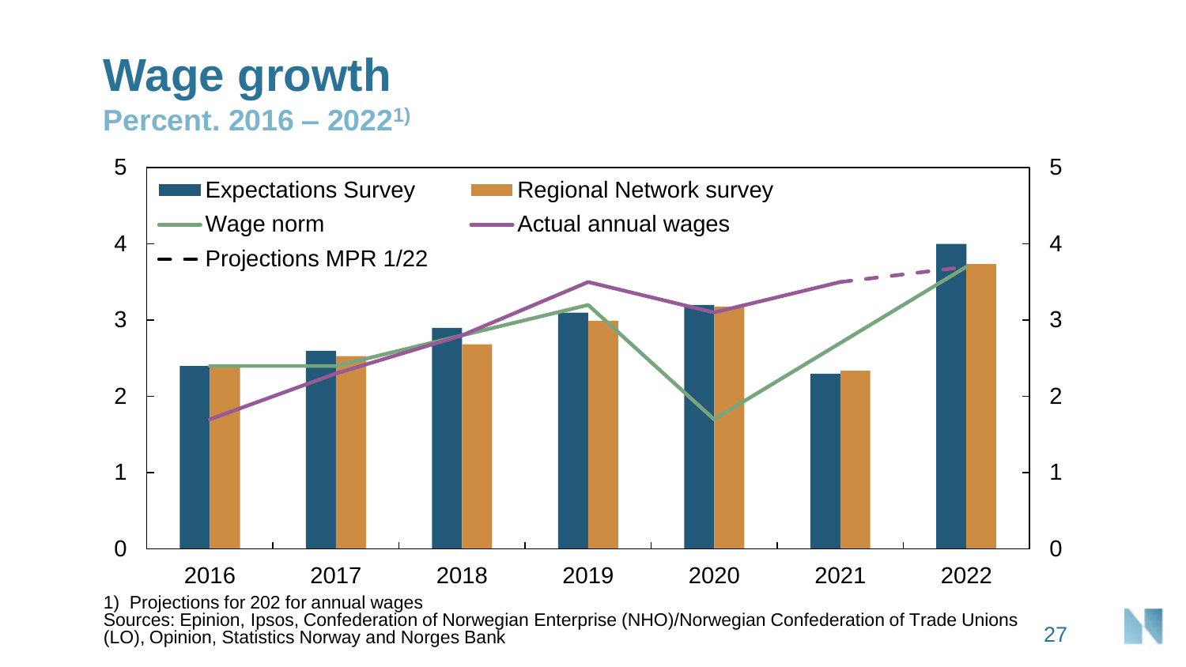# Wage growth

**Percent. 2016 – 2022[1)]**

1) Projections for 202 for annual wages

Sources: Epinion, Ipsos, Confederation of Norwegian Enterprise (NHO)/Norwegian Confederation of Trade Unions (LO), Opinion, Statistics Norway and Norges Bank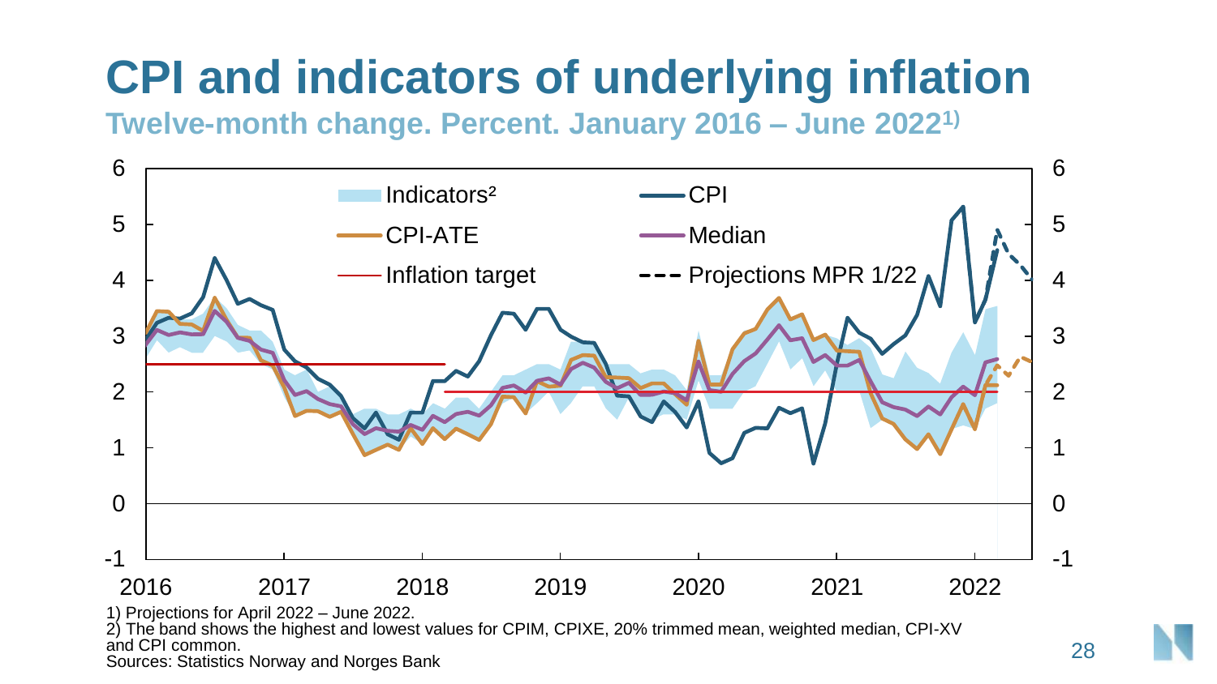# CPI and indicators of underlying inflation

**Twelve-month change. Percent. January 2016 – June 2022[1)]**

1) Projections for April 2022 – June 2022.

2) The band shows the highest and lowest values for CPIM, CPIXE, 20% trimmed mean, weighted median, CPI-XV and CPI common.

Sources: Statistics Norway and Norges Bank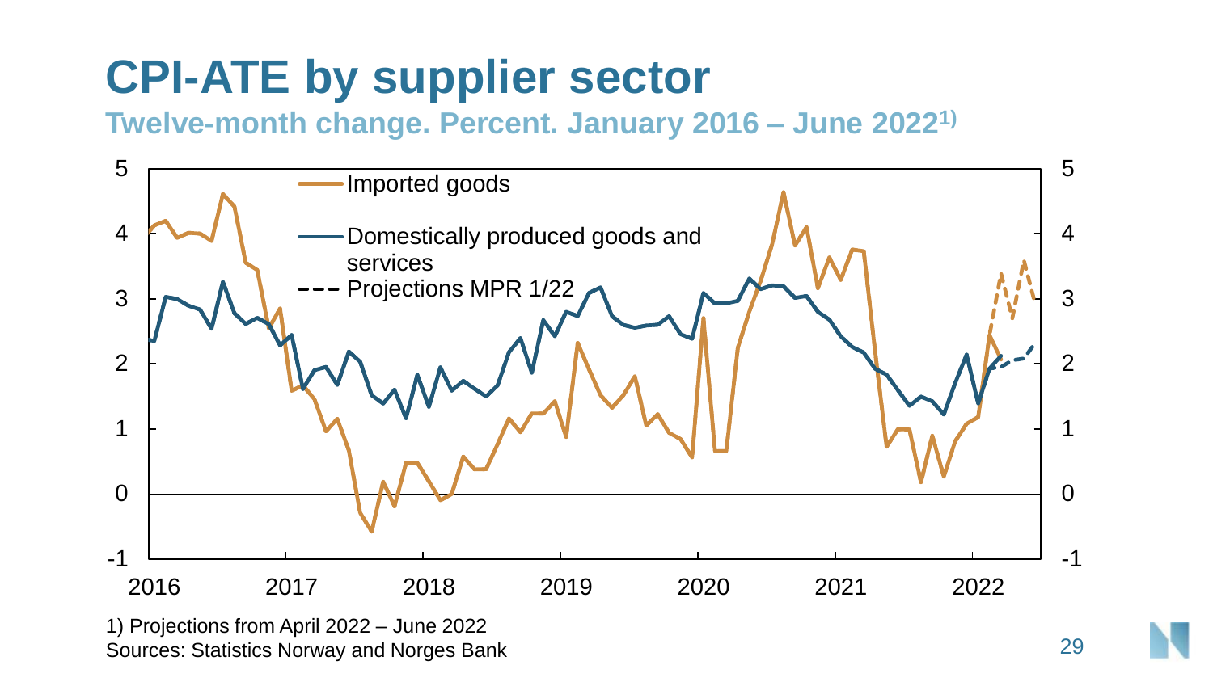# CPI-ATE by supplier sector

**Twelve-month change. Percent. January 2016 – June 2022[1)]**

1) Projections from April 2022 – June 2022
Sources: Statistics Norway and Norges Bank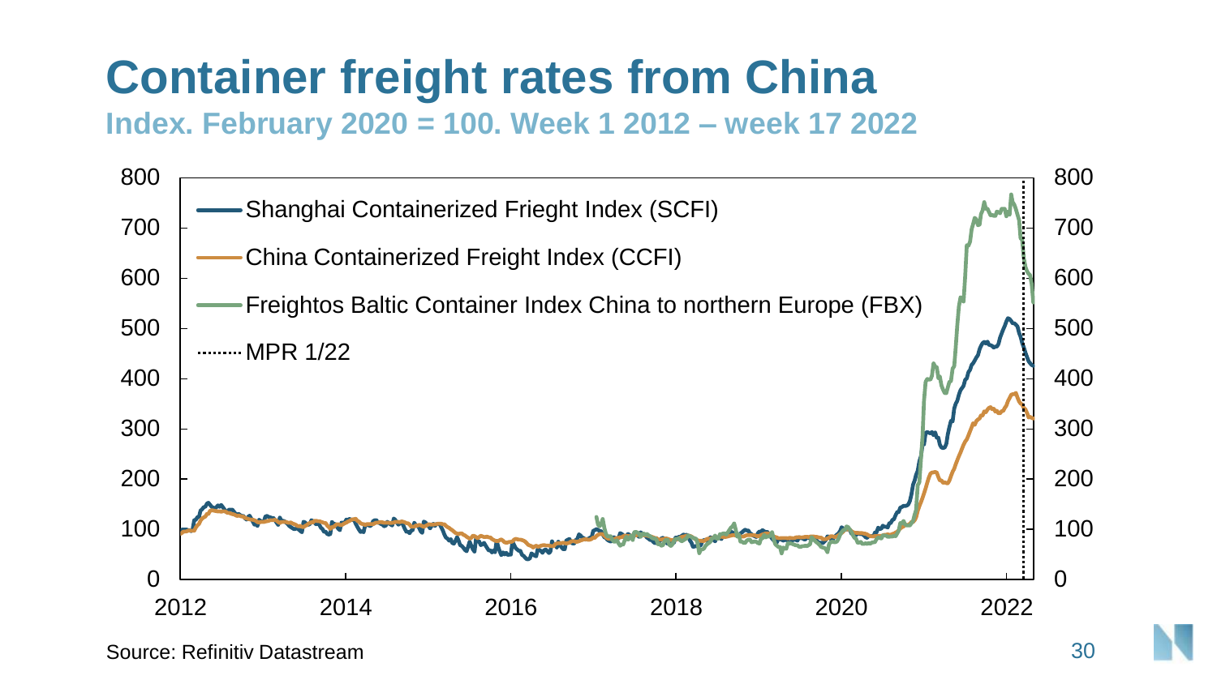# Container freight rates from China

**Index. February 2020 = 100. Week 1 2012 – week 17 2022**

Shanghai Containerized Frieght Index (SCFI)
China Containerized Freight Index (CCFI)
Freightos Baltic Container Index China to northern Europe (FBX)
MPR 1/22

800
700
600
500
400
300
200
100
0

2012
2014
2016
2018
2020
2022

Source: Refinitiv Datastream